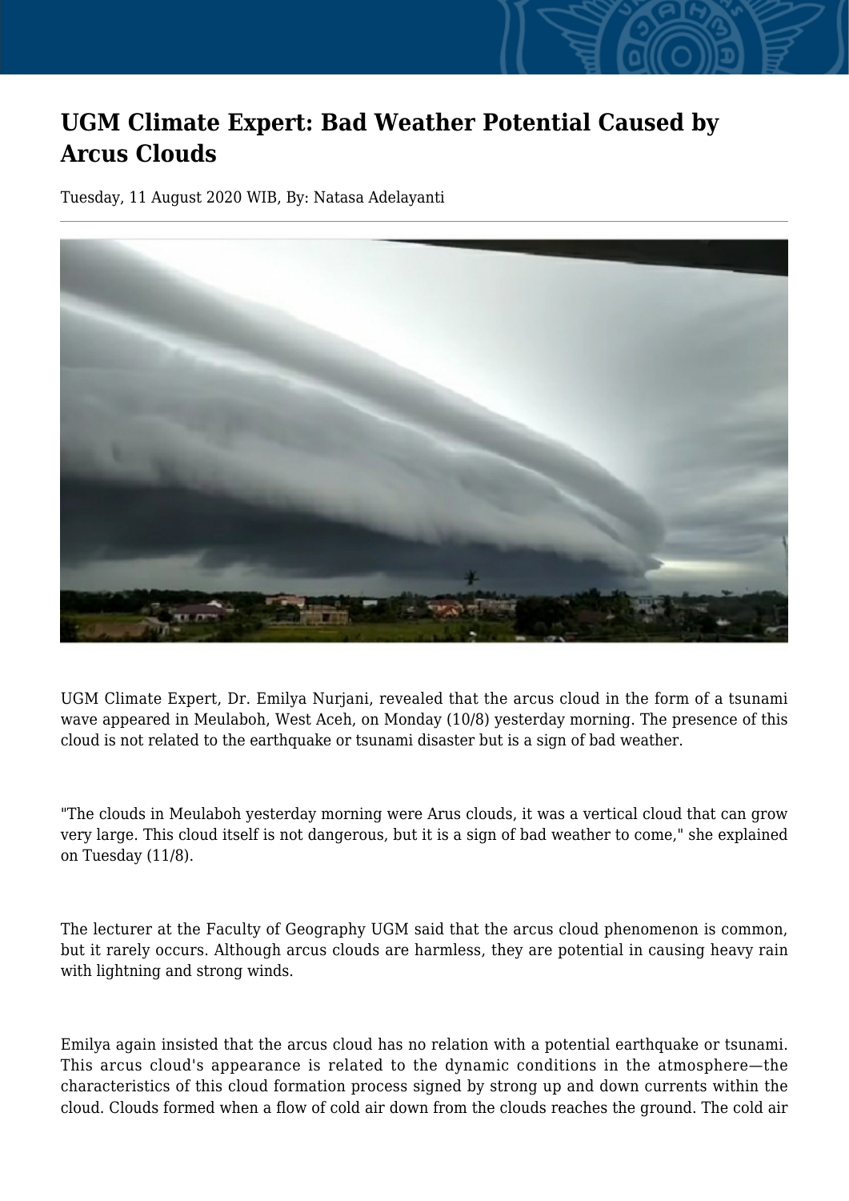# UGM Climate Expert: Bad Weather Potential Caused by Arcus Clouds

Tuesday, 11 August 2020 WIB, By: Natasa Adelayanti

UGM Climate Expert, Dr. Emilya Nurjani, revealed that the arcus cloud in the form of a tsunami wave appeared in Meulaboh, West Aceh, on Monday (10/8) yesterday morning. The presence of this cloud is not related to the earthquake or tsunami disaster but is a sign of bad weather.

"The clouds in Meulaboh yesterday morning were Arus clouds, it was a vertical cloud that can grow very large. This cloud itself is not dangerous, but it is a sign of bad weather to come," she explained on Tuesday (11/8).

The lecturer at the Faculty of Geography UGM said that the arcus cloud phenomenon is common, but it rarely occurs. Although arcus clouds are harmless, they are potential in causing heavy rain with lightning and strong winds.

Emilya again insisted that the arcus cloud has no relation with a potential earthquake or tsunami. This arcus cloud's appearance is related to the dynamic conditions in the atmosphere—the characteristics of this cloud formation process signed by strong up and down currents within the cloud. Clouds formed when a flow of cold air down from the clouds reaches the ground. The cold air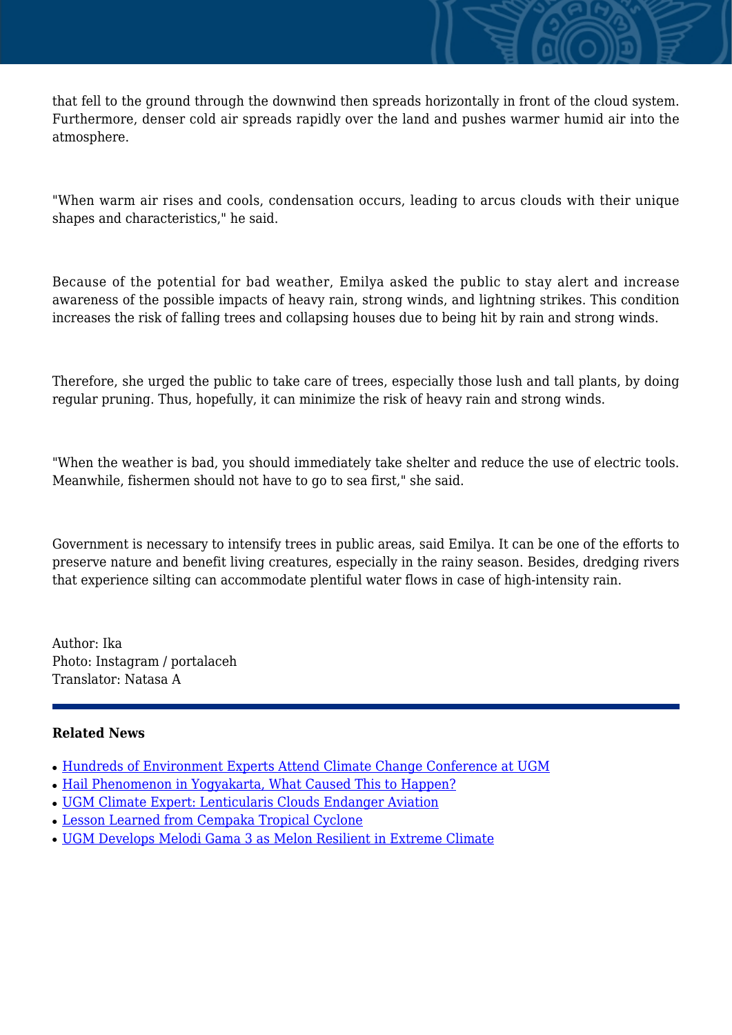that fell to the ground through the downwind then spreads horizontally in front of the cloud system. Furthermore, denser cold air spreads rapidly over the land and pushes warmer humid air into the atmosphere.

"When warm air rises and cools, condensation occurs, leading to arcus clouds with their unique shapes and characteristics," he said.

Because of the potential for bad weather, Emilya asked the public to stay alert and increase awareness of the possible impacts of heavy rain, strong winds, and lightning strikes. This condition increases the risk of falling trees and collapsing houses due to being hit by rain and strong winds.

Therefore, she urged the public to take care of trees, especially those lush and tall plants, by doing regular pruning. Thus, hopefully, it can minimize the risk of heavy rain and strong winds.

"When the weather is bad, you should immediately take shelter and reduce the use of electric tools. Meanwhile, fishermen should not have to go to sea first," she said.

Government is necessary to intensify trees in public areas, said Emilya. It can be one of the efforts to preserve nature and benefit living creatures, especially in the rainy season. Besides, dredging rivers that experience silting can accommodate plentiful water flows in case of high-intensity rain.

Author: Ika
Photo: Instagram / portalaceh
Translator: Natasa A

---

**Related News**

- Hundreds of Environment Experts Attend Climate Change Conference at UGM
- Hail Phenomenon in Yogyakarta, What Caused This to Happen?
- UGM Climate Expert: Lenticularis Clouds Endanger Aviation
- Lesson Learned from Cempaka Tropical Cyclone
- UGM Develops Melodi Gama 3 as Melon Resilient in Extreme Climate